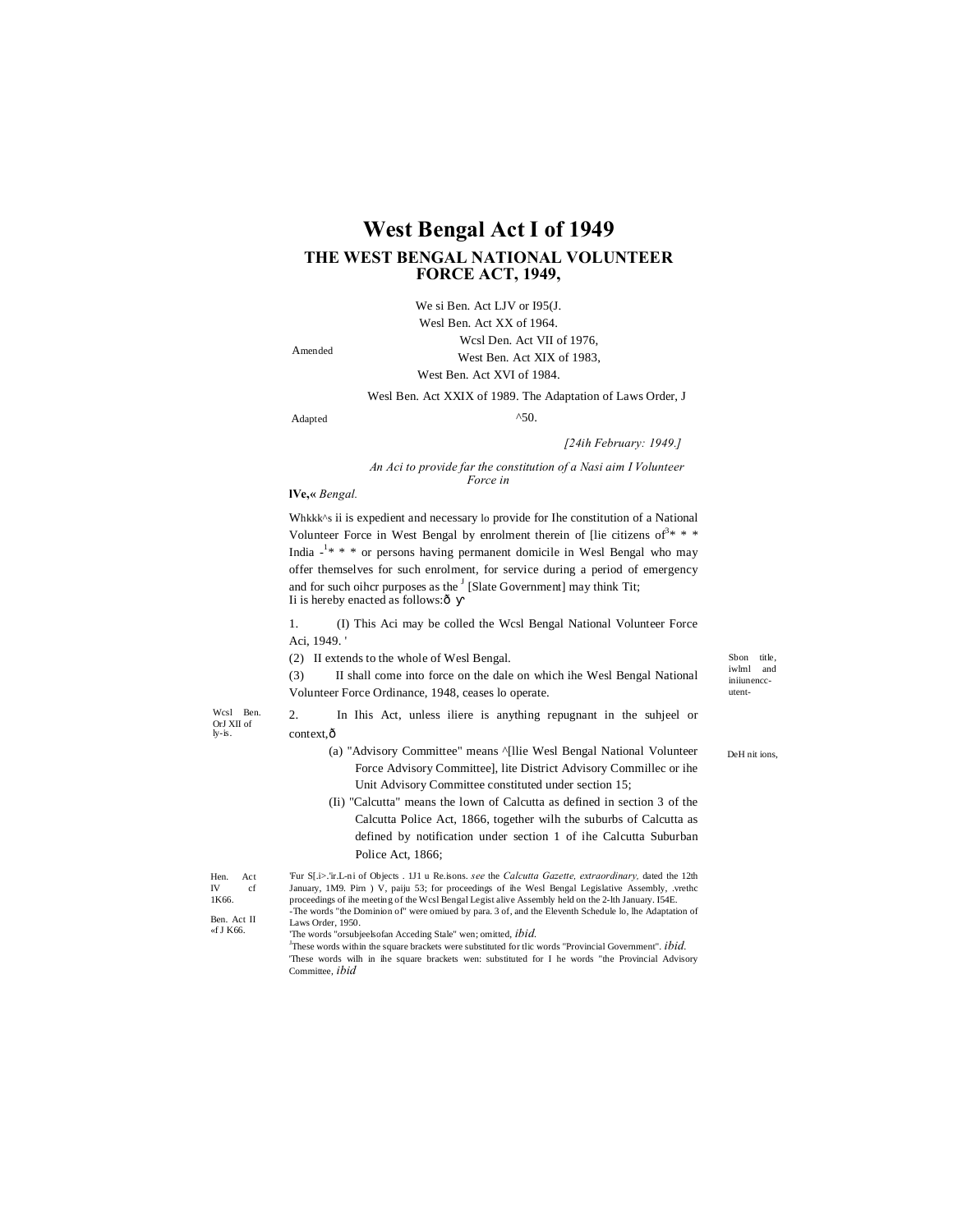# West Bengal Act I of 1949

## THE WEST BENGAL NATIONAL VOLUNTEER FORCE ACT, 1949,

Amended

We si Ben. Act LJV or I95(J.
Wesl Ben. Act XX of 1964.
Wcsl Den. Act VII of 1976,
West Ben. Act XIX of 1983,
West Ben. Act XVI of 1984.
Wesl Ben. Act XXIX of 1989. The Adaptation of Laws Order, J^50.

Adapted

*[24ih February: 1949.]*

*An Aci to provide far the constitution of a Nasi aim I Volunteer Force in* **lVe,«** *Bengal.*

Whkkk^s ii is expedient and necessary lo provide for Ihe constitution of a National Volunteer Force in West Bengal by enrolment therein of [lie citizens of[3]* * * India -[1]* * * or persons having permanent domicile in Wesl Bengal who may offer themselves for such enrolment, for service during a period of emergency and for such oihcr purposes as the [J] [Slate Government] may think Tit;
Ii is hereby enacted as follows:ð ẙ

Sbon title, iwlml and iniiunencc-utent-

1. (I) This Aci may be colled the Wcsl Bengal National Volunteer Force Aci, 1949. '

(2) II extends to the whole of Wesl Bengal.

(3) II shall come into force on the dale on which ihe Wesl Bengal National Volunteer Force Ordinance, 1948, ceases lo operate.

Wcsl Ben. OrJ XII of ly-is.

DeH nit ions,

2. In Ihis Act, unless iliere is anything repugnant in the suhjeel or context,ð

(a) "Advisory Committee" means ^[llie Wesl Bengal National Volunteer Force Advisory Committee], lite District Advisory Commillec or ihe Unit Advisory Committee constituted under section 15;

(Ii) "Calcutta" means the lown of Calcutta as defined in section 3 of the Calcutta Police Act, 1866, together wilh the suburbs of Calcutta as defined by notification under section 1 of ihe Calcutta Suburban Police Act, 1866;

Hen. Act IV cf 1K66.

Ben. Act II «f J K66.

'Fur S[.i>.'ir.L-ni of Objects . 1J1 u Re.isons. *see* the *Calcutta Gazette, extraordinary,* dated the 12th January, 1M9. Pirn ) V, paiju 53; for proceedings of ihe Wesl Bengal Legislative Assembly, .vrethc proceedings of ihe meeting of the Wcsl Bengal Legist alive Assembly held on the 2-lth January. I54E.

-The words "the Dominion of" were omiued by para. 3 of, and the Eleventh Schedule lo, Ihe Adaptation of Laws Order, 1950.

'The words "orsubjeelsofan Acceding Stale" wen; omitted, *ibid.*

[J]These words within the square brackets were substituted for tlic words "Provincial Government". *ibid.*

'These words wilh in ihe square brackets wen: substituted for I he words "the Provincial Advisory Committee, *ibid*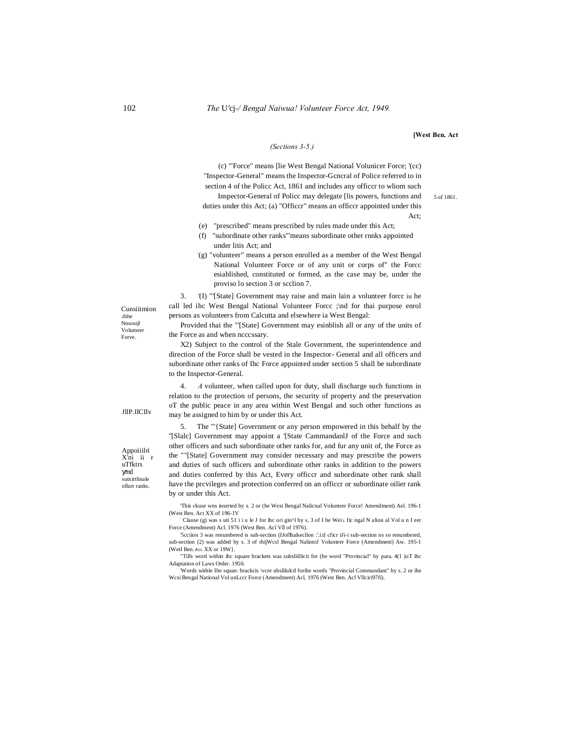[West Ben. Act

*(Sections 3-5.)*

(c) "'Force" means [lie West Bengal National Volunicer Force; '(cc) "Inspector-General" means the Inspector-Gcncral of Police referred to in section 4 of the Policc Act, 1861 and includes any officcr to wliom such Inspector-General of Policc may delegate [lis powers, functions and duties under this Act; (a) "Officcr" means an officcr appointed under this Act;

5 of 1861.

(e) "prescribed" means prescribed by rules made under this Act;

(f) "subordinate other ranks"'means subordinate other rnnks appointed under litis Act; and

:(g) "volunteer" means a person enrolled as a member of the West Bengal National Volunteer Force or of any unit or corps of" the Forcc esiablished, constituted or formed, as the case may be, under the proviso lo section 3 or scclion 7.

Cunsiitmion .thhe Nnuoujl Volumeer Forve.

3. '(I) "'[State] Government may raise and main lain a volunteer forcc iu he call led ihc West Bengal National Volunteer Forcc ;\nd for thai purpose enrol persons as volunteers from Calcutta and elsewhere ia West Bengal:

Provided thai the "'[State] Government may esinblish all or any of the units of the Force as and when ncccssary.

X2) Subject to the control of the Stale Government, the superintendence and direction of the Force shall be vested in the Inspector- General and all officers and subordinate other ranks of Ihc Force appointed under section 5 shall be subordinate to the Inspector-General.

JlP.IICIlv

4. *A* volunteer, when called upon for duty, shall discharge such functions in relation to the protection of persons, the security of property and the preservation oT the public peace in any area within West Bengal and such other functions as may be assigned to him by or under this Act.

Appoiiilri X'ni ii r uTfktrs ymd sutxirtlinale ollurr ranks.

5. The "'{State] Government or any person empowered in this behalf by the "[Slalc] Government may appoint a '[State CammandanlJ of the Force and such other officers and such subordinate other ranks for, and fur any unit of, the Force as the ""[State] Government may consider necessary and may prescribe the powers and duties of such officers and subordinate other ranks in addition to the powers and duties conferred by this Act, Every officcr and subordinate other rank shall have the prcvileges and protection conferred on an officcr or subordinate oilier rank by or under this Act.

'This ckuse wns inserted by s. 2 or (he West Bengal Nalicnal Volunteer Force! Amendment) Ael. 196-1 (West Ben. Act XX of 196-1V

: Clause (g) was s uti 51 i i u le J for ihc ori gin^l by s, 3 of I he Wei L fic ngal N alion al Vol u n I eer Force (Amendment) Acl. 1976 (West Ben. Acl Vll of 1976).

'Scciion 3 was renumbered is suh-section (IJoflhalseclion :'.i:d cficr iJi-i sub-section ns so renumbered, sub-section (2) was added by s. 3 of rhijWcsl Bengal NalioniJ Volunteer Force (Amendment) Aw. 195-1 (WetI Ben. AcL XX or 19W}.

"Tills word within ihc square brackets was subsliillicit for (he word "Provincial" by para. 4(1 )oT ihc Adaptation of Laws Order. 1950.

'Words within Ihe squan: brackcis \vcre ubslilulcd forihe words "Provincial Commandant" by s. 2 or ihe Wcsi Bengal National Vol unLccr Force (Amendment) Acl, 1976 (West Ben. Acl Vllciri97fi).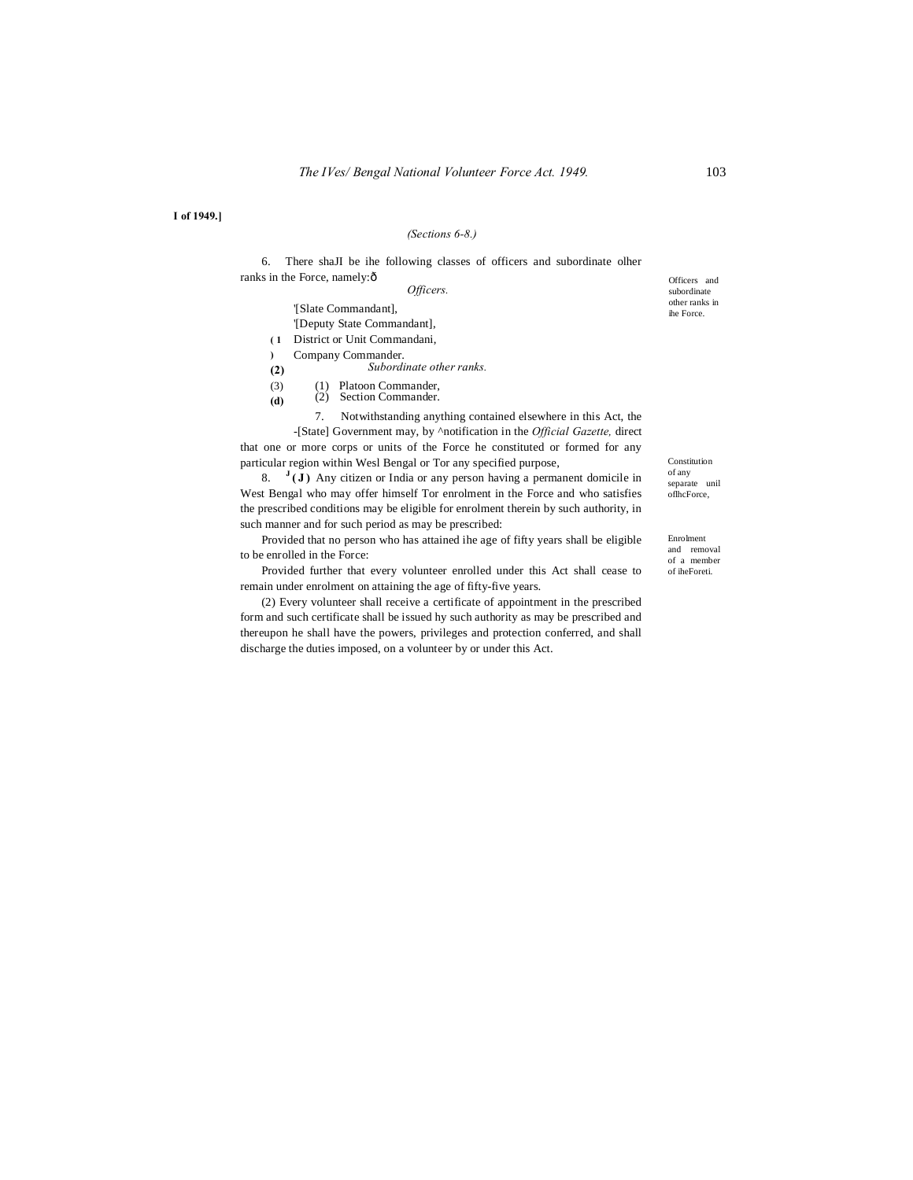I of 1949.]

*(Sections 6-8.)*

Officers and subordinate other ranks in ihe Force.

6. There shaJI be ihe following classes of officers and subordinate olher ranks in the Force, namely:ô

*Officers.*

(1) '[Slate Commandant],

(2) '[Deputy State Commandant],

(3) District or Unit Commandani,

(d) Company Commander.

*Subordinate other ranks.*

(1) Platoon Commander,

(2) Section Commander.

Constitution of any separate unil oflhcForce,

7. Notwithstanding anything contained elsewhere in this Act, the -[State] Government may, by ^notification in the *Official Gazette,* direct that one or more corps or units of the Force he constituted or formed for any particular region within Wesl Bengal or Tor any specified purpose,

Enrolment and removal of a member of iheForeti.

8. [J] (J) Any citizen or India or any person having a permanent domicile in West Bengal who may offer himself Tor enrolment in the Force and who satisfies the prescribed conditions may be eligible for enrolment therein by such authority, in such manner and for such period as may be prescribed:

Provided that no person who has attained ihe age of fifty years shall be eligible to be enrolled in the Force:

Provided further that every volunteer enrolled under this Act shall cease to remain under enrolment on attaining the age of fifty-five years.

(2) Every volunteer shall receive a certificate of appointment in the prescribed form and such certificate shall be issued hy such authority as may be prescribed and thereupon he shall have the powers, privileges and protection conferred, and shall discharge the duties imposed, on a volunteer by or under this Act.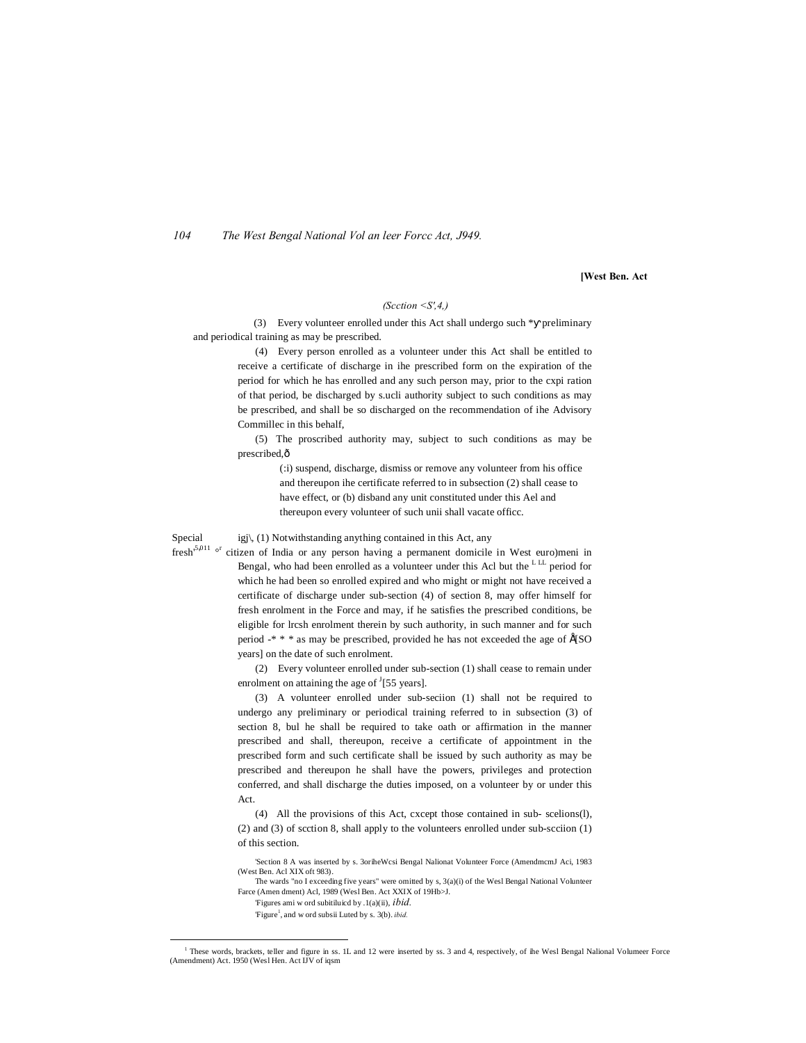[West Ben. Act

*(Scction <S',4,)*

(3) Every volunteer enrolled under this Act shall undergo such *ý preliminary and periodical training as may be prescribed.

(4) Every person enrolled as a volunteer under this Act shall be entitled to receive a certificate of discharge in ihe prescribed form on the expiration of the period for which he has enrolled and any such person may, prior to the cxpi ration of that period, be discharged by s.ucli authority subject to such conditions as may be prescribed, and shall be so discharged on the recommendation of ihe Advisory Commillec in this behalf,

(5) The proscribed authority may, subject to such conditions as may be prescribed,ð

(:i) suspend, discharge, dismiss or remove any volunteer from his office and thereupon ihe certificate referred to in subsection (2) shall cease to have effect, or (b) disband any unit constituted under this Ael and thereupon every volunteer of such unii shall vacate officc.

Special fresh'5,011 or

igj\, (1) Notwithstanding anything contained in this Act, any citizen of India or any person having a permanent domicile in West euro)meni in Bengal, who had been enrolled as a volunteer under this Acl but the L LL period for which he had been so enrolled expired and who might or might not have received a certificate of discharge under sub-section (4) of section 8, may offer himself for fresh enrolment in the Force and may, if he satisfies the prescribed conditions, be eligible for lrcsh enrolment therein by such authority, in such manner and for such period -* * * as may be prescribed, provided he has not exceeded the age of Å[SO years] on the date of such enrolment.

(2) Every volunteer enrolled under sub-section (1) shall cease to remain under enrolment on attaining the age of J[55 years].

(3) A volunteer enrolled under sub-seciion (1) shall not be required to undergo any preliminary or periodical training referred to in subsection (3) of section 8, bul he shall be required to take oath or affirmation in the manner prescribed and shall, thereupon, receive a certificate of appointment in the prescribed form and such certificate shall be issued by such authority as may be prescribed and thereupon he shall have the powers, privileges and protection conferred, and shall discharge the duties imposed, on a volunteer by or under this Act.

(4) All the provisions of this Act, cxcept those contained in sub- scelions(l), (2) and (3) of scction 8, shall apply to the volunteers enrolled under sub-scciion (1) of this section.

'Section 8 A was inserted by s. 3oriheWcsi Bengal Nalionat Volunteer Force (AmendmcmJ Aci, 1983 (West Ben. Acl XIX oft 983).

The wards "no I exceeding five years" were omitted by s, 3(a)(i) of the Wesl Bengal National Volunteer Farce (Amen dment) Acl, 1989 (Wesl Ben. Act XXIX of 19Hb>J.

'Figures ami w ord subitiluicd by .1(a)(ii), *ibid.*

'Figure[1], and w ord subsii Luted by s. 3(b). *ibid.*

[1] These words, brackets, teller and figure in ss. 1L and 12 were inserted by ss. 3 and 4, respectively, of ihe Wesl Bengal Nalional Volumeer Force (Amendment) Act. 1950 (Wesl Hen. Act IJV of iqsm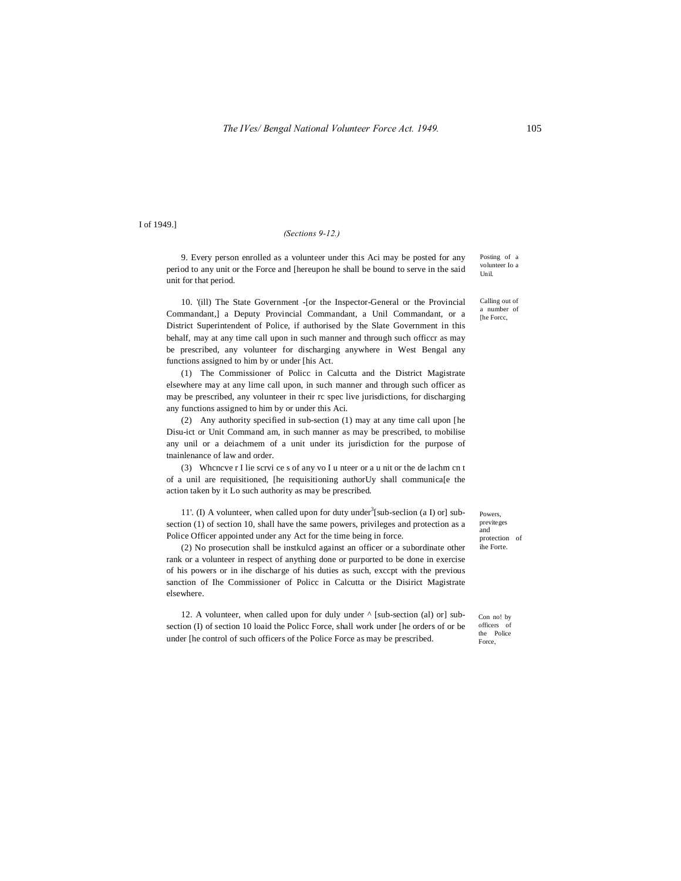I of 1949.]

*(Sections 9-12.)*

9. Every person enrolled as a volunteer under this Aci may be posted for any period to any unit or the Force and [hereupon he shall be bound to serve in the said unit for that period.

Posting of a volunteer Io a Unil.

10. '(ill) The State Government -[or the Inspector-General or the Provincial Commandant,] a Deputy Provincial Commandant, a Unil Commandant, or a District Superintendent of Police, if authorised by the Slate Government in this behalf, may at any time call upon in such manner and through such officcr as may be prescribed, any volunteer for discharging anywhere in West Bengal any functions assigned to him by or under [his Act.

Calling out of a number of [he Forcc,

(1) The Commissioner of Policc in Calcutta and the District Magistrate elsewhere may at any lime call upon, in such manner and through such officer as may be prescribed, any volunteer in their rc spec live jurisdictions, for discharging any functions assigned to him by or under this Aci.

(2) Any authority specified in sub-section (1) may at any time call upon [he Disu-ict or Unit Command am, in such manner as may be prescribed, to mobilise any unil or a deiachmem of a unit under its jurisdiction for the purpose of tnainlenance of law and order.

(3) Whcncve r I lie scrvi ce s of any vo I u nteer or a u nit or the de lachm cn t of a unil are requisitioned, [he requisitioning authorUy shall communica[e the action taken by it Lo such authority as may be prescribed.

11'. (I) A volunteer, when called upon for duty under[3][sub-seclion (a I) or] sub-section (1) of section 10, shall have the same powers, privileges and protection as a Police Officer appointed under any Act for the time being in force.

Powers, previteges and protection of ihe Forte.

(2) No prosecution shall be instkulcd against an officer or a subordinate other rank or a volunteer in respect of anything done or purported to be done in exercise of his powers or in ihe discharge of his duties as such, exccpt with the previous sanction of Ihe Commissioner of Policc in Calcutta or the Disirict Magistrate elsewhere.

12. A volunteer, when called upon for duly under ^ [sub-section (al) or] sub-section (I) of section 10 loaid the Policc Force, shall work under [he orders of or be under [he control of such officers of the Police Force as may be prescribed.

Con no! by officers of the Police Force,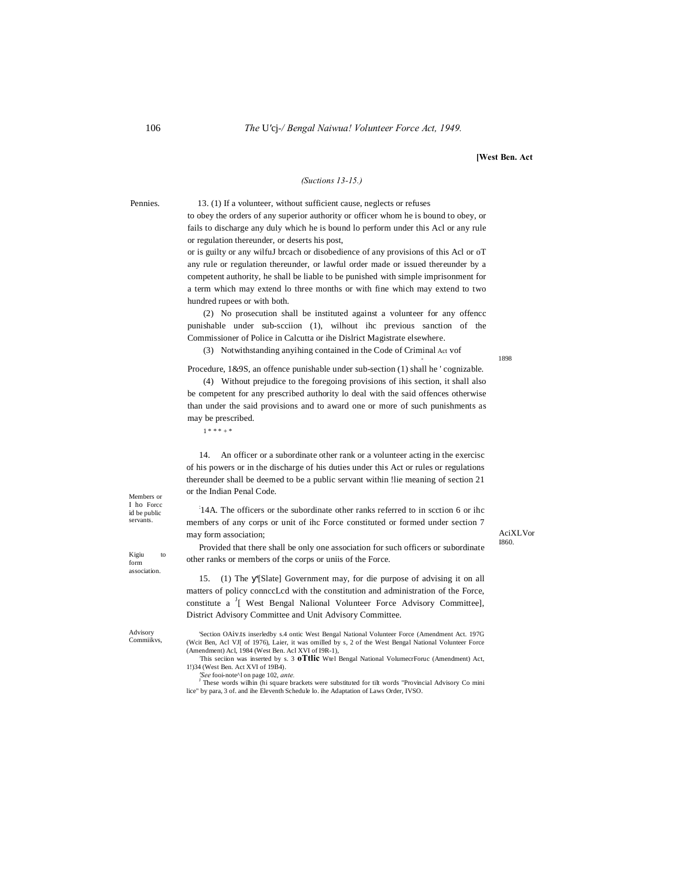[West Ben. Act

*(Suctions 13-15.)*

Pennies.

13. (1) If a volunteer, without sufficient cause, neglects or refuses to obey the orders of any superior authority or officer whom he is bound to obey, or fails to discharge any duly which he is bound lo perform under this Acl or any rule or regulation thereunder, or deserts his post,

or is guilty or any wilfuJ brcach or disobedience of any provisions of this Acl or oT any rule or regulation thereunder, or lawful order made or issued thereunder by a competent authority, he shall be liable to be punished with simple imprisonment for a term which may extend lo three months or with fine which may extend to two hundred rupees or with both.

(2) No prosecution shall be instituted against a volunteer for any offencc punishable under sub-scciion (1), wilhout ihc previous sanction of the Commissioner of Police in Calcutta or ihe Dislrict Magistrate elsewhere.

(3) Notwithstanding anyihing contained in the Code of Criminal Procedure, 1&9S, an offence punishable under sub-section (1) shall he ' cognizable.

Act vof 1898

(4) Without prejudice to the foregoing provisions of ihis section, it shall also be competent for any prescribed authority lo deal with the said offences otherwise than under the said provisions and to award one or more of such punishments as may be prescribed.

1 * * * + *

Members or I ho Forcc id be public servants.

14. An officer or a subordinate other rank or a volunteer acting in the exercisc of his powers or in the discharge of his duties under this Act or rules or regulations thereunder shall be deemed to be a public servant within !lie meaning of section 21 or the Indian Penal Code.

AciXLVor I860.

Kigiu to form association.

[2]14A. The officers or the subordinate other ranks referred to in scction 6 or ihc members of any corps or unit of ihc Force constituted or formed under section 7 may form association;

Provided that there shall be only one association for such officers or subordinate other ranks or members of the corps or uniis of the Force.

Advisory Commiikvs,

15. (1) The [3][Slate] Government may, for die purpose of advising it on all matters of policy connccLcd with the constitution and administration of the Force, constitute a [4][ West Bengal Nalional Volunteer Force Advisory Committee], District Advisory Committee and Unit Advisory Committee.

[1]Section OAiv.ts inserledby s.4 ontic West Bengal National Volunteer Force (Amendment Act. 197G (Wcit Ben, Acl VJ[ of 1976), Laier, it was omilled by s, 2 of the West Bengal National Volunteer Force (Amendment) Acl, 1984 (West Ben. Acl XVI of I9R-1),

[2]This seciion was inserted by s. 3 **oTtlic** Wtel Bengal National VolumecrForuc (Amendment) Act, 1!)34 (West Ben. Act XVI of 19B4).

[3]*See* fooi-note^l on page 102, *ante.*

[4] These words willhin (hi square brackets were substituted for tilt words "Provincial Advisory Co mini lice" by para, 3 of. and ihe Eleventh Schedule lo. ihe Adaptation of Laws Order, IVSO.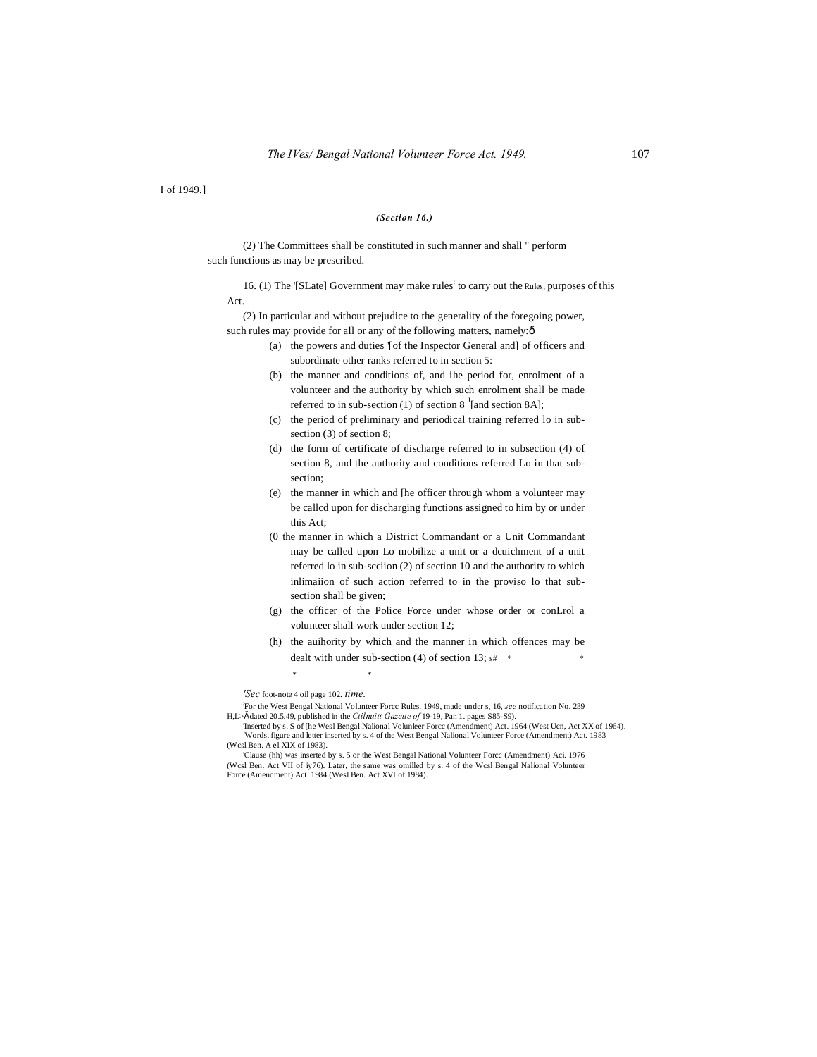I of 1949.]

***(Section 16.)***

(2) The Committees shall be constituted in such manner and shall " perform such functions as may be prescribed.

16. (1) The '[SLate] Government may make rules[:] to carry out the Rules, purposes of this Act.

(2) In particular and without prejudice to the generality of the foregoing power, such rules may provide for all or any of the following matters, namely:ô

(a) the powers and duties '[of the Inspector General and] of officers and subordinate other ranks referred to in section 5:

(b) the manner and conditions of, and ihe period for, enrolment of a volunteer and the authority by which such enrolment shall be made referred to in sub-section (1) of section 8 [J][and section 8A];

(c) the period of preliminary and periodical training referred lo in sub-section (3) of section 8;

(d) the form of certificate of discharge referred to in subsection (4) of section 8, and the authority and conditions referred Lo in that sub-section;

(e) the manner in which and [he officer through whom a volunteer may be callcd upon for discharging functions assigned to him by or under this Act;

(0 the manner in which a District Commandant or a Unit Commandant may be called upon Lo mobilize a unit or a dcuichment of a unit referred lo in sub-scciion (2) of section 10 and the authority to which inlimaiion of such action referred to in the proviso lo that sub-section shall be given;

(g) the officer of the Police Force under whose order or conLrol a volunteer shall work under section 12;

(h) the auihority by which and the manner in which offences may be dealt with under sub-section (4) of section 13; s# * *

\* *

*'Sec* foot-note 4 oil page 102. *time.*

[:]For the West Bengal National Volunteer Forcc Rules. 1949, made under s, 16, *see* notification No. 239 H,L>Ădated 20.5.49, published in the *Ctilnuitt Gazette of* 19-19, Pan 1. pages S85-S9).

'Inserted by s. S of [he Wesl Bengal Nalional Volunleer Forcc (Amendment) Act. 1964 (West Ucn, Act XX of 1964).

[J]Words. figure and letter inserted by s. 4 of the West Bengal Nalional Volunteer Force (Amendment) Act. 1983 (Wcsl Ben. A el XIX of 1983).

'Clause (hh) was inserted by s. 5 or the West Bengal National Volunteer Forcc (Amendment) Aci. 1976 (Wcsl Ben. Act VII of iy76). Later, the same was omilled by s. 4 of the Wcsl Bengal Nalional Volunteer Force (Amendment) Act. 1984 (Wesl Ben. Act XVI of 1984).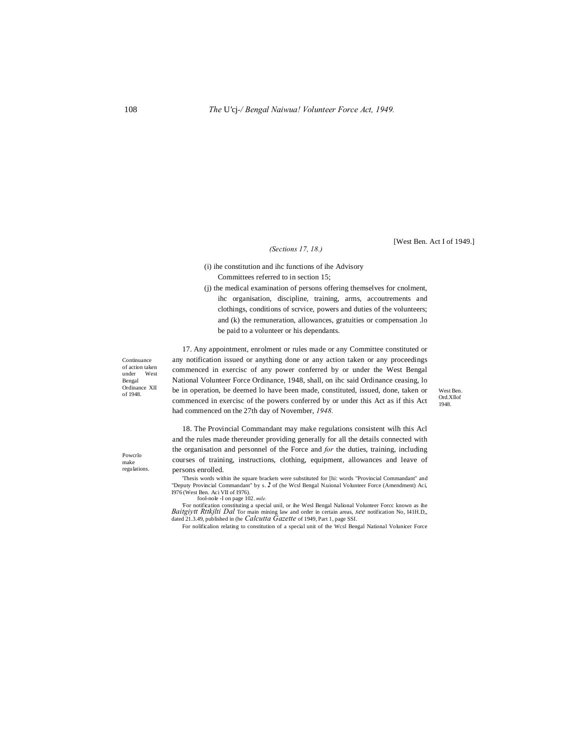[West Ben. Act I of 1949.]

*(Sections 17, 18.)*

(i) ihe constitution and ihc functions of ihe Advisory Committees referred to in section 15;

(j) the medical examination of persons offering themselves for cnolment, ihc organisation, discipline, training, arms, accoutrements and clothings, conditions of scrvice, powers and duties of the volunteers; and (k) the remuneration, allowances, gratuities or compensation .lo be paid to a volunteer or his dependants.

Continuance of action taken under West Bengal Ordinance XII of 1948.

17. Any appointment, enrolment or rules made or any Committee constituted or any notification issued or anything done or any action taken or any proceedings commenced in exercisc of any power conferred by or under the West Bengal National Volunteer Force Ordinance, 1948, shall, on ihc said Ordinance ceasing, lo be in operation, be deemed lo have been made, constituted, issued, done, taken or commenced in exercisc of the powers conferred by or under this Act as if this Act had commenced on the 27th day of November, *1948.*

West Ben. Ord.Xllof 1948.

Powcrlo make regulations.

18. The Provincial Commandant may make regulations consistent wilh this Acl and the rules made thereunder providing generally for all the details connected with the organisation and personnel of the Force and *for* the duties, training, including courses of training, instructions, clothing, equipment, allowances and leave of persons enrolled.

'Thesis words within ihe square brackets were substituted for [hi: words "Provincial Commandant" and "Deputy Provincial Commandant" by s. *2* of (he Wcsl Bengal N.uional Volunteer Force (Amendment) Aci, I976 (West Ben. Aci VII of I976).

fool-nole -I on page 102. *mile.*

'For notification constituting a special unil, or ihe Wesl Bengal Nalional Volunteer Forcc known as ihe *Baitgiytt Rttkjlti Dal* Tor main mining law and order in certain areas, *see* notification No, I41H.D,, dated 21.3.49, published in (he *Calcutta Gazette* of 1949, Part 1, page SSI.

For nolificalion relating to constitution of a special unit of the Wcsl Bengal National Volunicer Force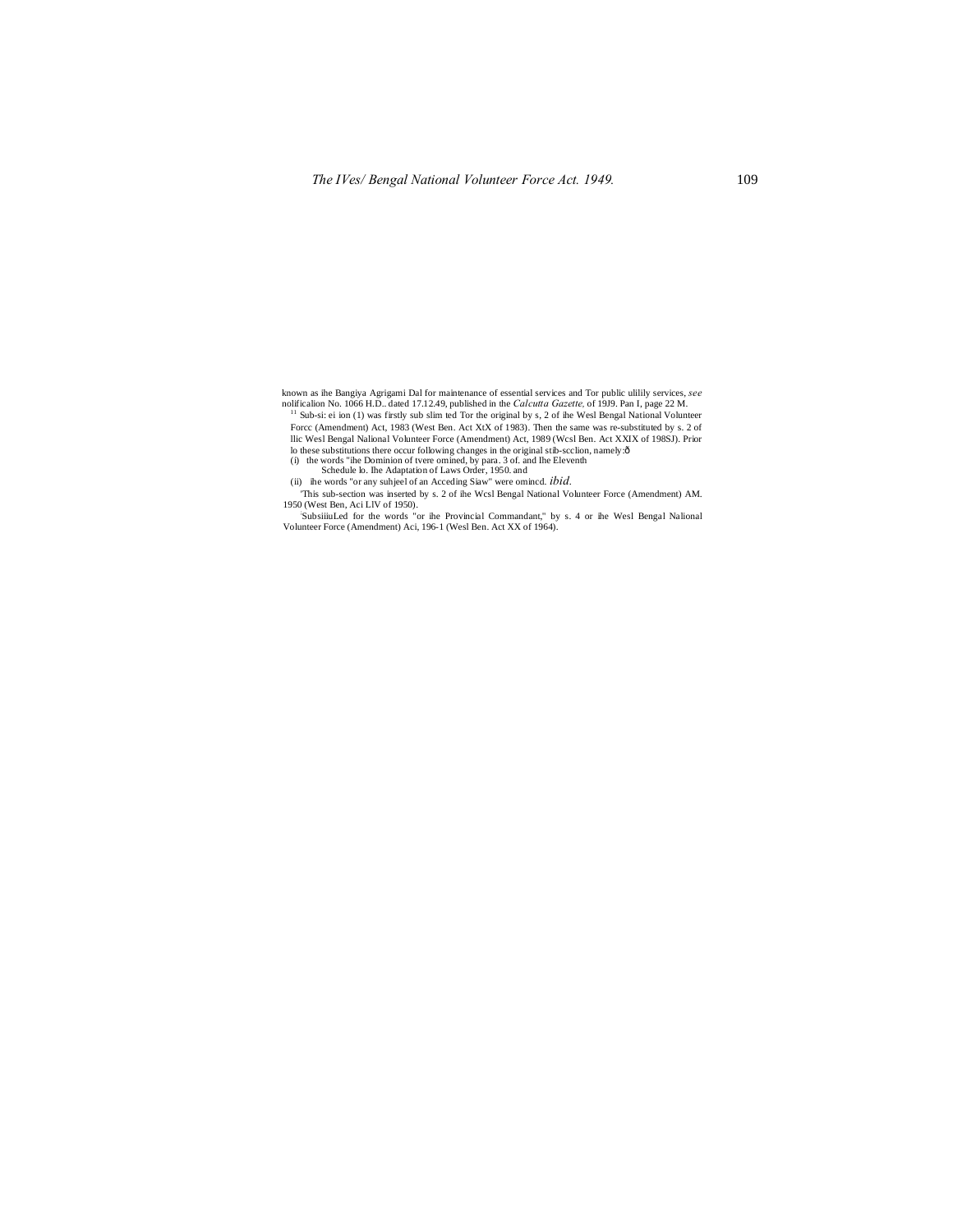known as ihe Bangiya Agrigami Dal for maintenance of essential services and Tor public ulilily services, *see* nolificalion No. 1066 H.D.. dated 17.12.49, published in the *Calcutta Gazette,* of 19J9. Pan I, page 22 M.

[11] Sub-si: ei ion (1) was firstly sub slim ted Tor the original by s, 2 of ihe Wesl Bengal National Volunteer Forcc (Amendment) Act, 1983 (West Ben. Act XtX of 1983). Then the same was re-substituted by s. 2 of llic Wesl Bengal Nalional Volunteer Force (Amendment) Act, 1989 (Wcsl Ben. Act XXIX of 198SJ). Prior lo these substitutions there occur following changes in the original stib-scclion, namely:ô

(i) the words "ihe Dominion of tvere omined, by para. 3 of. and Ihe Eleventh Schedule lo. Ihe Adaptation of Laws Order, 1950. and

(ii) ihe words "or any suhjeel of an Acceding Siaw" were omincd. *ibid.*

'This sub-section was inserted by s. 2 of ihe Wcsl Bengal National Volunteer Force (Amendment) AM. 1950 (West Ben, Aci LIV of 1950).

'SubsiiiuLed for the words "or ihe Provincial Commandant," by s. 4 or ihe Wesl Bengal Nalional Volunteer Force (Amendment) Aci, 196-1 (Wesl Ben. Act XX of 1964).